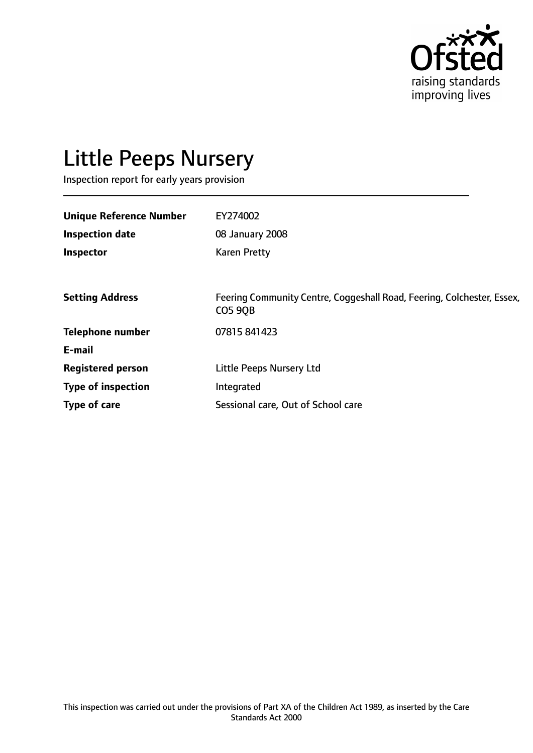Ofsted
raising standards
improving lives

# Little Peeps Nursery

Inspection report for early years provision

| | |
|---|---|
| **Unique Reference Number** | EY274002 |
| **Inspection date** | 08 January 2008 |
| **Inspector** | Karen Pretty |
| | |
| **Setting Address** | Feering Community Centre, Coggeshall Road, Feering, Colchester, Essex, CO5 9QB |
| **Telephone number** | 07815 841423 |
| **E-mail** | |
| **Registered person** | Little Peeps Nursery Ltd |
| **Type of inspection** | Integrated |
| **Type of care** | Sessional care, Out of School care |

This inspection was carried out under the provisions of Part XA of the Children Act 1989, as inserted by the Care Standards Act 2000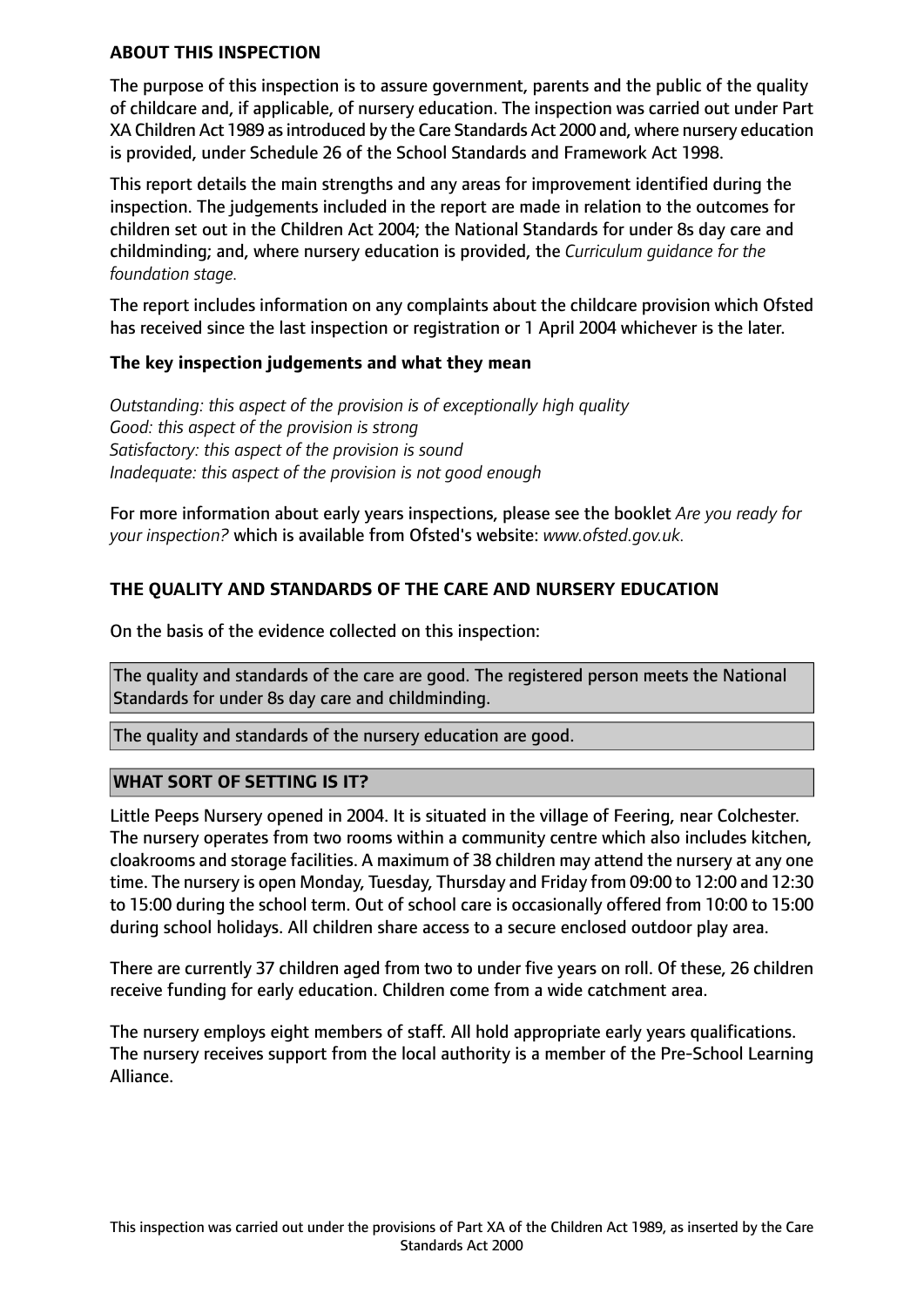## ABOUT THIS INSPECTION

The purpose of this inspection is to assure government, parents and the public of the quality of childcare and, if applicable, of nursery education. The inspection was carried out under Part XA Children Act 1989 as introduced by the Care Standards Act 2000 and, where nursery education is provided, under Schedule 26 of the School Standards and Framework Act 1998.

This report details the main strengths and any areas for improvement identified during the inspection. The judgements included in the report are made in relation to the outcomes for children set out in the Children Act 2004; the National Standards for under 8s day care and childminding; and, where nursery education is provided, the *Curriculum guidance for the foundation stage.*

The report includes information on any complaints about the childcare provision which Ofsted has received since the last inspection or registration or 1 April 2004 whichever is the later.

### The key inspection judgements and what they mean

*Outstanding: this aspect of the provision is of exceptionally high quality*
*Good: this aspect of the provision is strong*
*Satisfactory: this aspect of the provision is sound*
*Inadequate: this aspect of the provision is not good enough*

For more information about early years inspections, please see the booklet *Are you ready for your inspection?* which is available from Ofsted's website: *www.ofsted.gov.uk.*

## THE QUALITY AND STANDARDS OF THE CARE AND NURSERY EDUCATION

On the basis of the evidence collected on this inspection:

The quality and standards of the care are good. The registered person meets the National Standards for under 8s day care and childminding.

The quality and standards of the nursery education are good.

## WHAT SORT OF SETTING IS IT?

Little Peeps Nursery opened in 2004. It is situated in the village of Feering, near Colchester. The nursery operates from two rooms within a community centre which also includes kitchen, cloakrooms and storage facilities. A maximum of 38 children may attend the nursery at any one time. The nursery is open Monday, Tuesday, Thursday and Friday from 09:00 to 12:00 and 12:30 to 15:00 during the school term. Out of school care is occasionally offered from 10:00 to 15:00 during school holidays. All children share access to a secure enclosed outdoor play area.

There are currently 37 children aged from two to under five years on roll. Of these, 26 children receive funding for early education. Children come from a wide catchment area.

The nursery employs eight members of staff. All hold appropriate early years qualifications. The nursery receives support from the local authority is a member of the Pre-School Learning Alliance.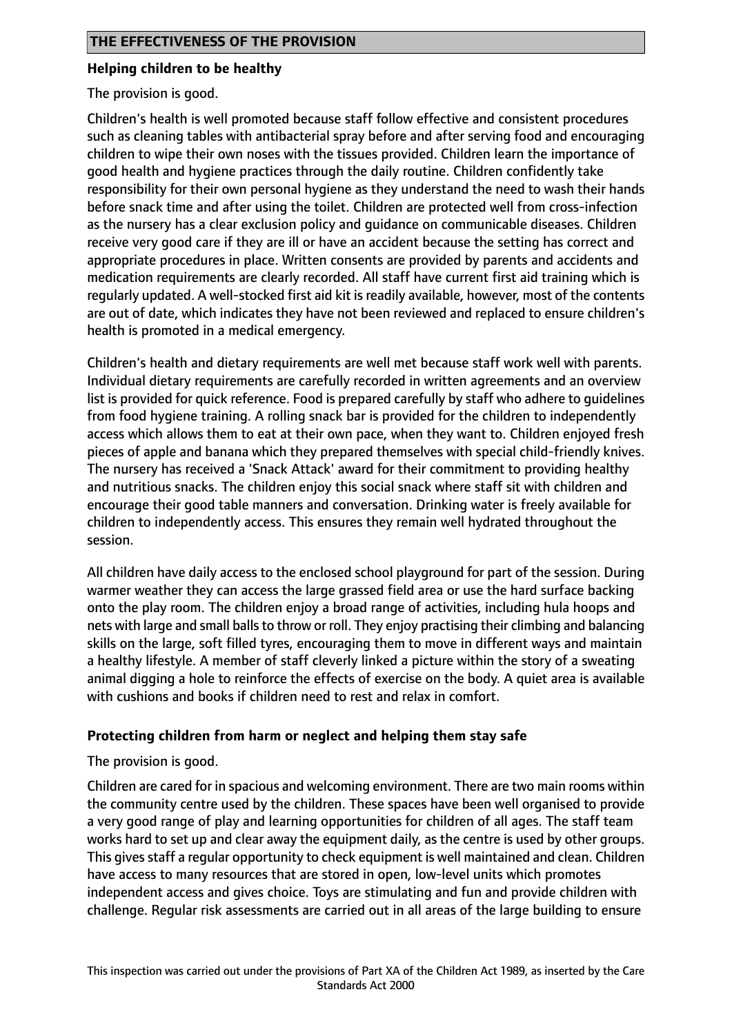## THE EFFECTIVENESS OF THE PROVISION

### Helping children to be healthy

The provision is good.

Children's health is well promoted because staff follow effective and consistent procedures such as cleaning tables with antibacterial spray before and after serving food and encouraging children to wipe their own noses with the tissues provided. Children learn the importance of good health and hygiene practices through the daily routine. Children confidently take responsibility for their own personal hygiene as they understand the need to wash their hands before snack time and after using the toilet. Children are protected well from cross-infection as the nursery has a clear exclusion policy and guidance on communicable diseases. Children receive very good care if they are ill or have an accident because the setting has correct and appropriate procedures in place. Written consents are provided by parents and accidents and medication requirements are clearly recorded. All staff have current first aid training which is regularly updated. A well-stocked first aid kit is readily available, however, most of the contents are out of date, which indicates they have not been reviewed and replaced to ensure children's health is promoted in a medical emergency.

Children's health and dietary requirements are well met because staff work well with parents. Individual dietary requirements are carefully recorded in written agreements and an overview list is provided for quick reference. Food is prepared carefully by staff who adhere to guidelines from food hygiene training. A rolling snack bar is provided for the children to independently access which allows them to eat at their own pace, when they want to. Children enjoyed fresh pieces of apple and banana which they prepared themselves with special child-friendly knives. The nursery has received a 'Snack Attack' award for their commitment to providing healthy and nutritious snacks. The children enjoy this social snack where staff sit with children and encourage their good table manners and conversation. Drinking water is freely available for children to independently access. This ensures they remain well hydrated throughout the session.

All children have daily access to the enclosed school playground for part of the session. During warmer weather they can access the large grassed field area or use the hard surface backing onto the play room. The children enjoy a broad range of activities, including hula hoops and nets with large and small balls to throw or roll. They enjoy practising their climbing and balancing skills on the large, soft filled tyres, encouraging them to move in different ways and maintain a healthy lifestyle. A member of staff cleverly linked a picture within the story of a sweating animal digging a hole to reinforce the effects of exercise on the body. A quiet area is available with cushions and books if children need to rest and relax in comfort.

### Protecting children from harm or neglect and helping them stay safe

The provision is good.

Children are cared for in spacious and welcoming environment. There are two main rooms within the community centre used by the children. These spaces have been well organised to provide a very good range of play and learning opportunities for children of all ages. The staff team works hard to set up and clear away the equipment daily, as the centre is used by other groups. This gives staff a regular opportunity to check equipment is well maintained and clean. Children have access to many resources that are stored in open, low-level units which promotes independent access and gives choice. Toys are stimulating and fun and provide children with challenge. Regular risk assessments are carried out in all areas of the large building to ensure

This inspection was carried out under the provisions of Part XA of the Children Act 1989, as inserted by the Care Standards Act 2000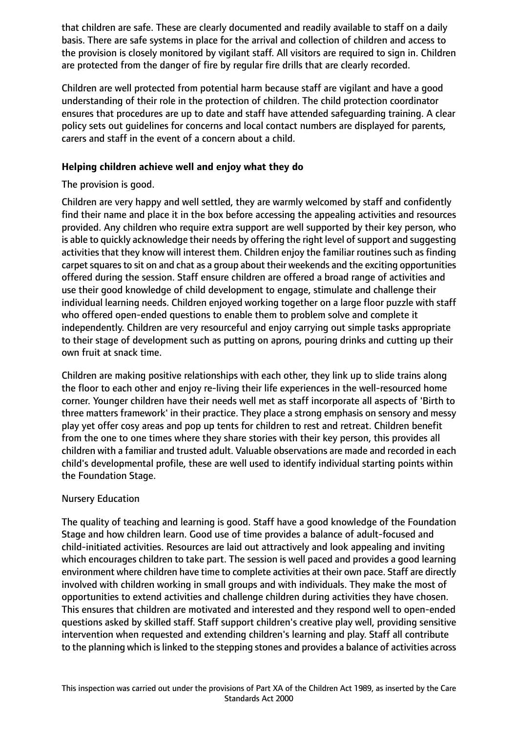that children are safe. These are clearly documented and readily available to staff on a daily basis. There are safe systems in place for the arrival and collection of children and access to the provision is closely monitored by vigilant staff. All visitors are required to sign in. Children are protected from the danger of fire by regular fire drills that are clearly recorded.

Children are well protected from potential harm because staff are vigilant and have a good understanding of their role in the protection of children. The child protection coordinator ensures that procedures are up to date and staff have attended safeguarding training. A clear policy sets out guidelines for concerns and local contact numbers are displayed for parents, carers and staff in the event of a concern about a child.

**Helping children achieve well and enjoy what they do**

The provision is good.

Children are very happy and well settled, they are warmly welcomed by staff and confidently find their name and place it in the box before accessing the appealing activities and resources provided. Any children who require extra support are well supported by their key person, who is able to quickly acknowledge their needs by offering the right level of support and suggesting activities that they know will interest them. Children enjoy the familiar routines such as finding carpet squares to sit on and chat as a group about their weekends and the exciting opportunities offered during the session. Staff ensure children are offered a broad range of activities and use their good knowledge of child development to engage, stimulate and challenge their individual learning needs. Children enjoyed working together on a large floor puzzle with staff who offered open-ended questions to enable them to problem solve and complete it independently. Children are very resourceful and enjoy carrying out simple tasks appropriate to their stage of development such as putting on aprons, pouring drinks and cutting up their own fruit at snack time.

Children are making positive relationships with each other, they link up to slide trains along the floor to each other and enjoy re-living their life experiences in the well-resourced home corner. Younger children have their needs well met as staff incorporate all aspects of 'Birth to three matters framework' in their practice. They place a strong emphasis on sensory and messy play yet offer cosy areas and pop up tents for children to rest and retreat. Children benefit from the one to one times where they share stories with their key person, this provides all children with a familiar and trusted adult. Valuable observations are made and recorded in each child's developmental profile, these are well used to identify individual starting points within the Foundation Stage.

Nursery Education

The quality of teaching and learning is good. Staff have a good knowledge of the Foundation Stage and how children learn. Good use of time provides a balance of adult-focused and child-initiated activities. Resources are laid out attractively and look appealing and inviting which encourages children to take part. The session is well paced and provides a good learning environment where children have time to complete activities at their own pace. Staff are directly involved with children working in small groups and with individuals. They make the most of opportunities to extend activities and challenge children during activities they have chosen. This ensures that children are motivated and interested and they respond well to open-ended questions asked by skilled staff. Staff support children's creative play well, providing sensitive intervention when requested and extending children's learning and play. Staff all contribute to the planning which is linked to the stepping stones and provides a balance of activities across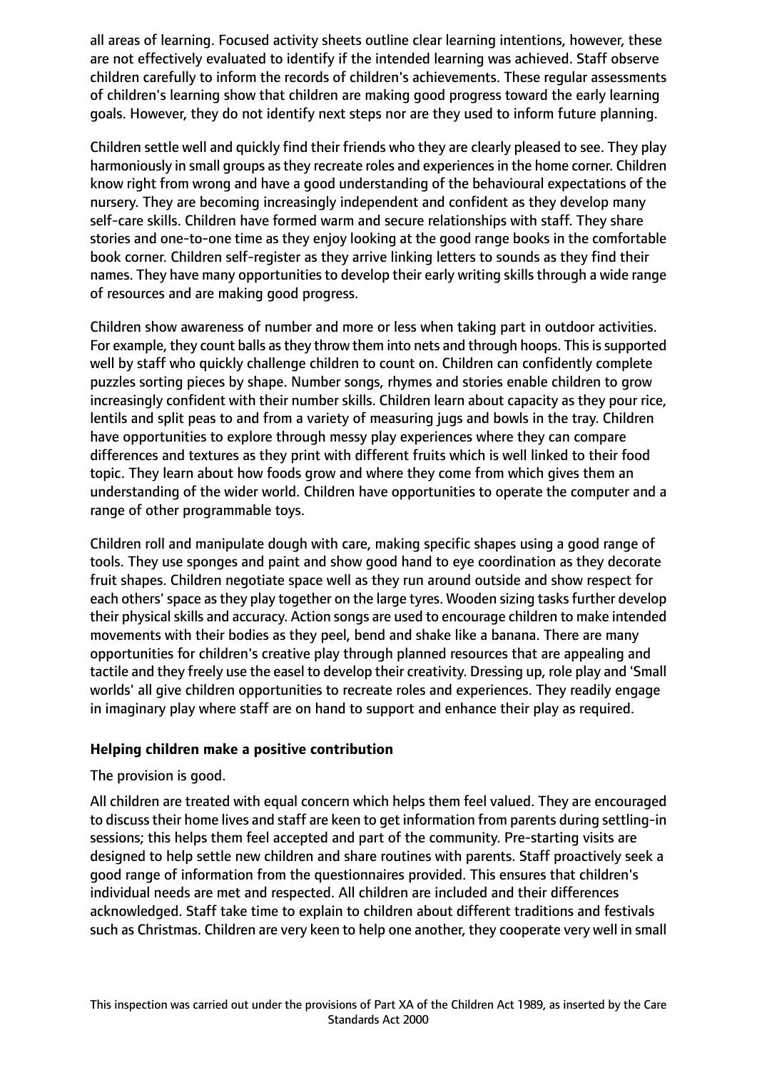all areas of learning. Focused activity sheets outline clear learning intentions, however, these are not effectively evaluated to identify if the intended learning was achieved. Staff observe children carefully to inform the records of children's achievements. These regular assessments of children's learning show that children are making good progress toward the early learning goals. However, they do not identify next steps nor are they used to inform future planning.

Children settle well and quickly find their friends who they are clearly pleased to see. They play harmoniously in small groups as they recreate roles and experiences in the home corner. Children know right from wrong and have a good understanding of the behavioural expectations of the nursery. They are becoming increasingly independent and confident as they develop many self-care skills. Children have formed warm and secure relationships with staff. They share stories and one-to-one time as they enjoy looking at the good range books in the comfortable book corner. Children self-register as they arrive linking letters to sounds as they find their names. They have many opportunities to develop their early writing skills through a wide range of resources and are making good progress.

Children show awareness of number and more or less when taking part in outdoor activities. For example, they count balls as they throw them into nets and through hoops. This is supported well by staff who quickly challenge children to count on. Children can confidently complete puzzles sorting pieces by shape. Number songs, rhymes and stories enable children to grow increasingly confident with their number skills. Children learn about capacity as they pour rice, lentils and split peas to and from a variety of measuring jugs and bowls in the tray. Children have opportunities to explore through messy play experiences where they can compare differences and textures as they print with different fruits which is well linked to their food topic. They learn about how foods grow and where they come from which gives them an understanding of the wider world. Children have opportunities to operate the computer and a range of other programmable toys.

Children roll and manipulate dough with care, making specific shapes using a good range of tools. They use sponges and paint and show good hand to eye coordination as they decorate fruit shapes. Children negotiate space well as they run around outside and show respect for each others' space as they play together on the large tyres. Wooden sizing tasks further develop their physical skills and accuracy. Action songs are used to encourage children to make intended movements with their bodies as they peel, bend and shake like a banana. There are many opportunities for children's creative play through planned resources that are appealing and tactile and they freely use the easel to develop their creativity. Dressing up, role play and 'Small worlds' all give children opportunities to recreate roles and experiences. They readily engage in imaginary play where staff are on hand to support and enhance their play as required.

**Helping children make a positive contribution**

The provision is good.

All children are treated with equal concern which helps them feel valued. They are encouraged to discuss their home lives and staff are keen to get information from parents during settling-in sessions; this helps them feel accepted and part of the community. Pre-starting visits are designed to help settle new children and share routines with parents. Staff proactively seek a good range of information from the questionnaires provided. This ensures that children's individual needs are met and respected. All children are included and their differences acknowledged. Staff take time to explain to children about different traditions and festivals such as Christmas. Children are very keen to help one another, they cooperate very well in small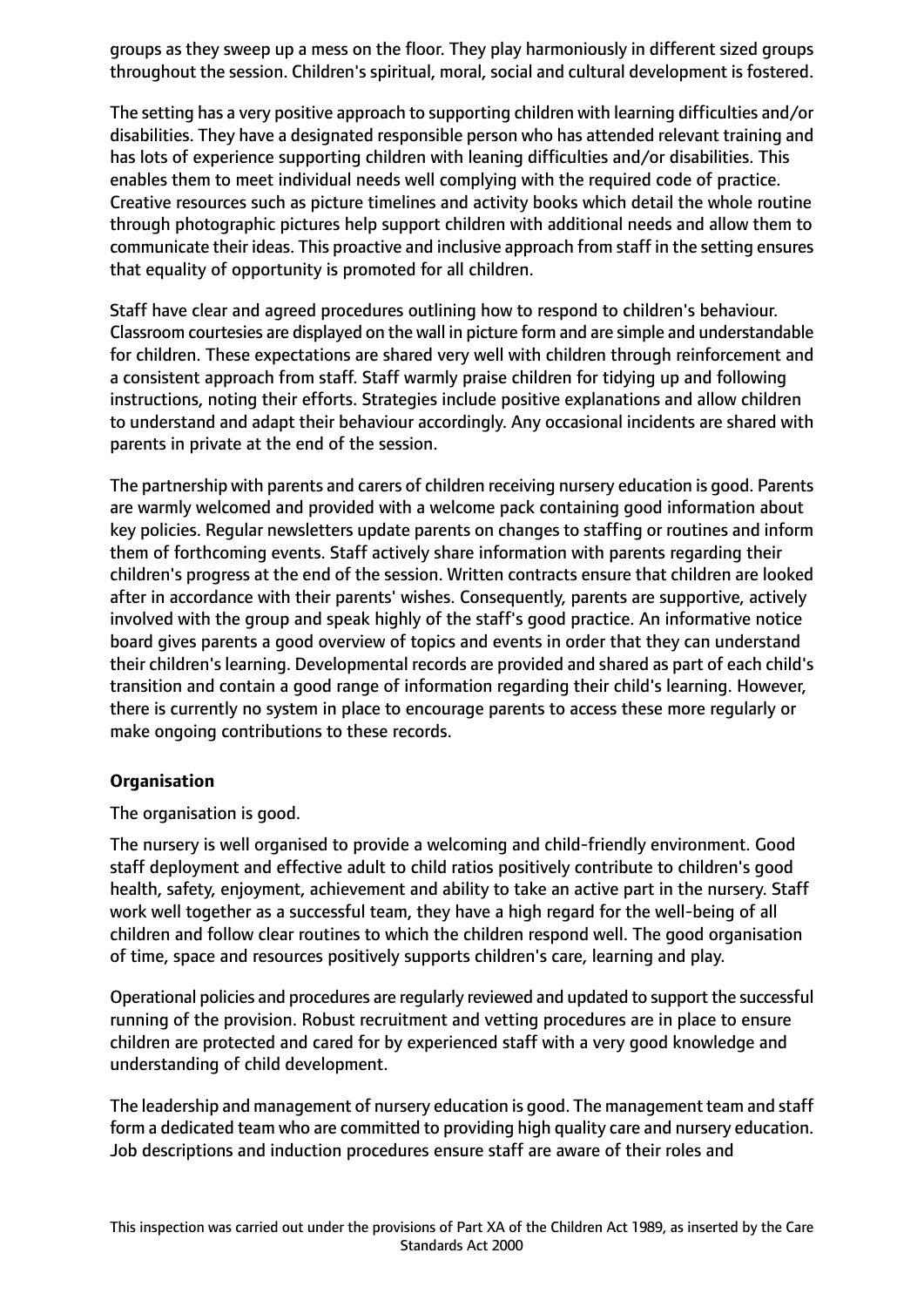groups as they sweep up a mess on the floor. They play harmoniously in different sized groups throughout the session. Children's spiritual, moral, social and cultural development is fostered.

The setting has a very positive approach to supporting children with learning difficulties and/or disabilities. They have a designated responsible person who has attended relevant training and has lots of experience supporting children with leaning difficulties and/or disabilities. This enables them to meet individual needs well complying with the required code of practice. Creative resources such as picture timelines and activity books which detail the whole routine through photographic pictures help support children with additional needs and allow them to communicate their ideas. This proactive and inclusive approach from staff in the setting ensures that equality of opportunity is promoted for all children.

Staff have clear and agreed procedures outlining how to respond to children's behaviour. Classroom courtesies are displayed on the wall in picture form and are simple and understandable for children. These expectations are shared very well with children through reinforcement and a consistent approach from staff. Staff warmly praise children for tidying up and following instructions, noting their efforts. Strategies include positive explanations and allow children to understand and adapt their behaviour accordingly. Any occasional incidents are shared with parents in private at the end of the session.

The partnership with parents and carers of children receiving nursery education is good. Parents are warmly welcomed and provided with a welcome pack containing good information about key policies. Regular newsletters update parents on changes to staffing or routines and inform them of forthcoming events. Staff actively share information with parents regarding their children's progress at the end of the session. Written contracts ensure that children are looked after in accordance with their parents' wishes. Consequently, parents are supportive, actively involved with the group and speak highly of the staff's good practice. An informative notice board gives parents a good overview of topics and events in order that they can understand their children's learning. Developmental records are provided and shared as part of each child's transition and contain a good range of information regarding their child's learning. However, there is currently no system in place to encourage parents to access these more regularly or make ongoing contributions to these records.

**Organisation**

The organisation is good.

The nursery is well organised to provide a welcoming and child-friendly environment. Good staff deployment and effective adult to child ratios positively contribute to children's good health, safety, enjoyment, achievement and ability to take an active part in the nursery. Staff work well together as a successful team, they have a high regard for the well-being of all children and follow clear routines to which the children respond well. The good organisation of time, space and resources positively supports children's care, learning and play.

Operational policies and procedures are regularly reviewed and updated to support the successful running of the provision. Robust recruitment and vetting procedures are in place to ensure children are protected and cared for by experienced staff with a very good knowledge and understanding of child development.

The leadership and management of nursery education is good. The management team and staff form a dedicated team who are committed to providing high quality care and nursery education. Job descriptions and induction procedures ensure staff are aware of their roles and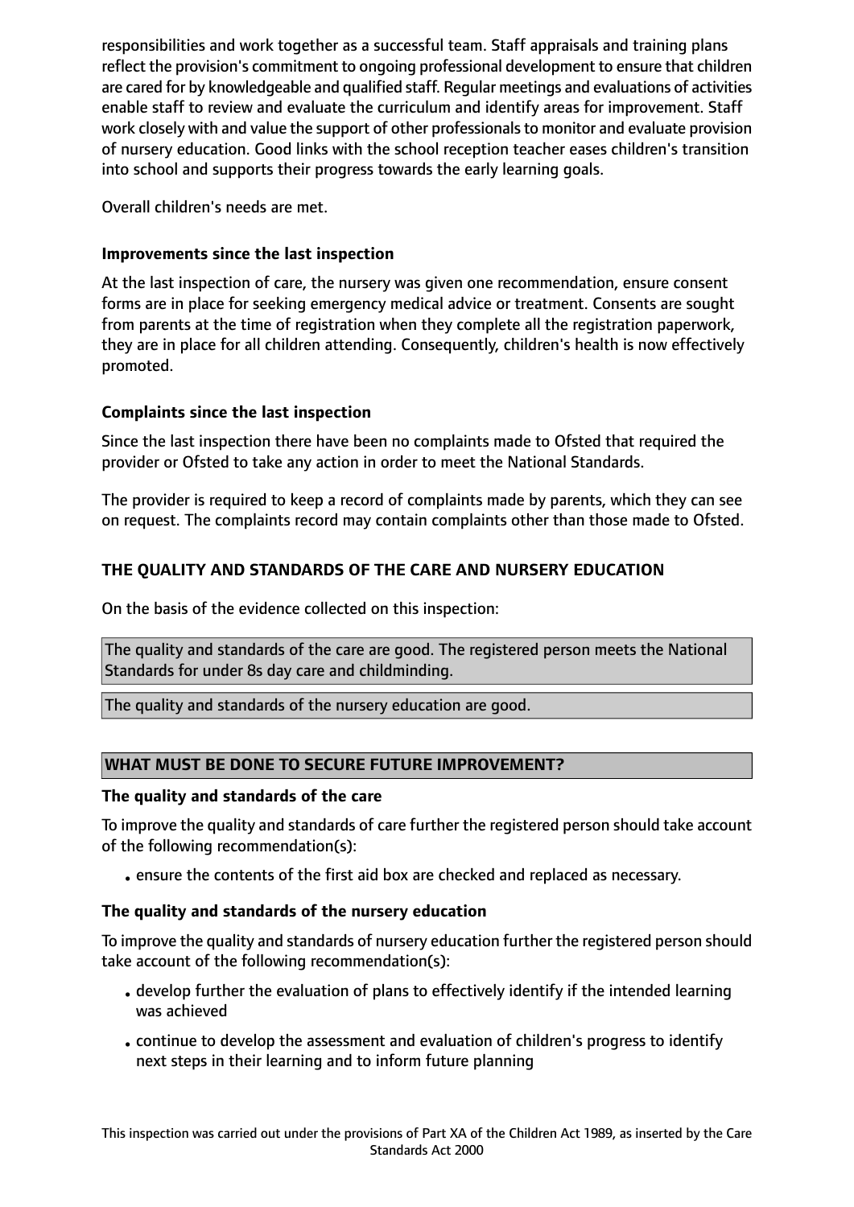responsibilities and work together as a successful team. Staff appraisals and training plans reflect the provision's commitment to ongoing professional development to ensure that children are cared for by knowledgeable and qualified staff. Regular meetings and evaluations of activities enable staff to review and evaluate the curriculum and identify areas for improvement. Staff work closely with and value the support of other professionals to monitor and evaluate provision of nursery education. Good links with the school reception teacher eases children's transition into school and supports their progress towards the early learning goals.

Overall children's needs are met.

### Improvements since the last inspection

At the last inspection of care, the nursery was given one recommendation, ensure consent forms are in place for seeking emergency medical advice or treatment. Consents are sought from parents at the time of registration when they complete all the registration paperwork, they are in place for all children attending. Consequently, children's health is now effectively promoted.

### Complaints since the last inspection

Since the last inspection there have been no complaints made to Ofsted that required the provider or Ofsted to take any action in order to meet the National Standards.

The provider is required to keep a record of complaints made by parents, which they can see on request. The complaints record may contain complaints other than those made to Ofsted.

## THE QUALITY AND STANDARDS OF THE CARE AND NURSERY EDUCATION

On the basis of the evidence collected on this inspection:

The quality and standards of the care are good. The registered person meets the National Standards for under 8s day care and childminding.

The quality and standards of the nursery education are good.

## WHAT MUST BE DONE TO SECURE FUTURE IMPROVEMENT?

### The quality and standards of the care

To improve the quality and standards of care further the registered person should take account of the following recommendation(s):

- ensure the contents of the first aid box are checked and replaced as necessary.

### The quality and standards of the nursery education

To improve the quality and standards of nursery education further the registered person should take account of the following recommendation(s):

- develop further the evaluation of plans to effectively identify if the intended learning was achieved
- continue to develop the assessment and evaluation of children's progress to identify next steps in their learning and to inform future planning

This inspection was carried out under the provisions of Part XA of the Children Act 1989, as inserted by the Care Standards Act 2000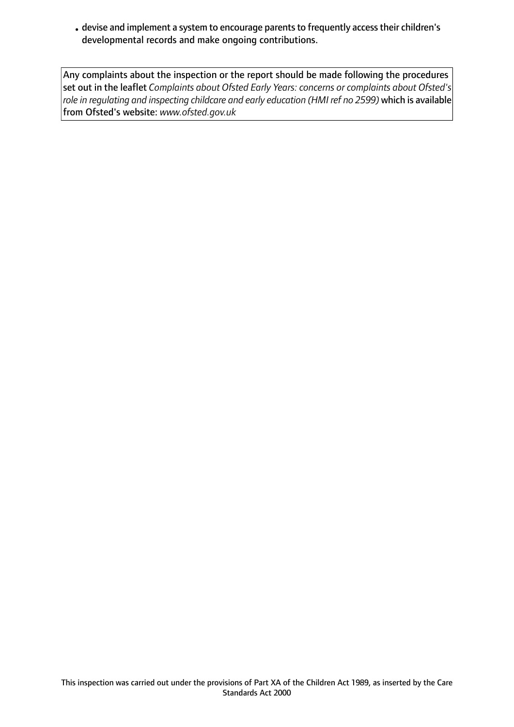- devise and implement a system to encourage parents to frequently access their children's developmental records and make ongoing contributions.

Any complaints about the inspection or the report should be made following the procedures set out in the leaflet *Complaints about Ofsted Early Years: concerns or complaints about Ofsted's role in regulating and inspecting childcare and early education (HMI ref no 2599)* which is available from Ofsted's website: *www.ofsted.gov.uk*

This inspection was carried out under the provisions of Part XA of the Children Act 1989, as inserted by the Care Standards Act 2000